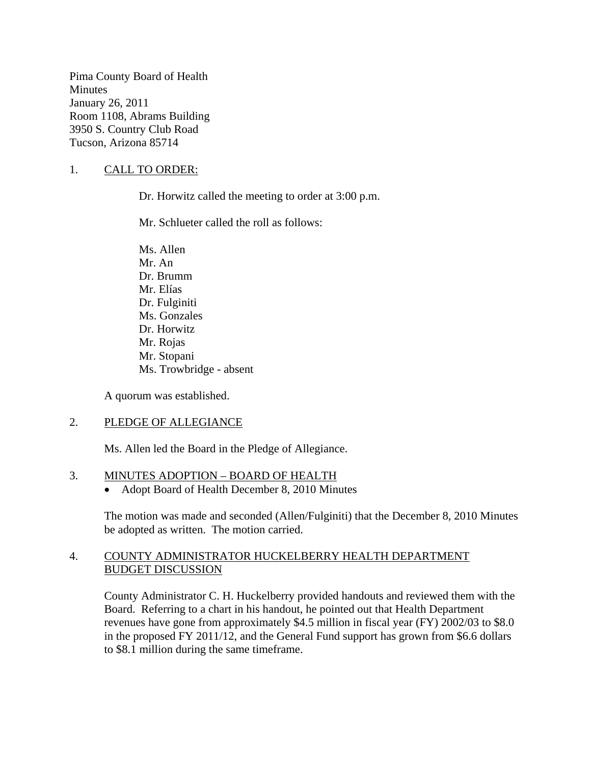Pima County Board of Health
Minutes
January 26, 2011
Room 1108, Abrams Building
3950 S. Country Club Road
Tucson, Arizona 85714

1. CALL TO ORDER:

Dr. Horwitz called the meeting to order at 3:00 p.m.

Mr. Schlueter called the roll as follows:

Ms. Allen
Mr. An
Dr. Brumm
Mr. Elías
Dr. Fulginiti
Ms. Gonzales
Dr. Horwitz
Mr. Rojas
Mr. Stopani
Ms. Trowbridge - absent

A quorum was established.

2. PLEDGE OF ALLEGIANCE

Ms. Allen led the Board in the Pledge of Allegiance.

3. MINUTES ADOPTION – BOARD OF HEALTH

- Adopt Board of Health December 8, 2010 Minutes

The motion was made and seconded (Allen/Fulginiti) that the December 8, 2010 Minutes be adopted as written. The motion carried.

4. COUNTY ADMINISTRATOR HUCKELBERRY HEALTH DEPARTMENT BUDGET DISCUSSION

County Administrator C. H. Huckelberry provided handouts and reviewed them with the Board. Referring to a chart in his handout, he pointed out that Health Department revenues have gone from approximately $4.5 million in fiscal year (FY) 2002/03 to $8.0 in the proposed FY 2011/12, and the General Fund support has grown from $6.6 dollars to $8.1 million during the same timeframe.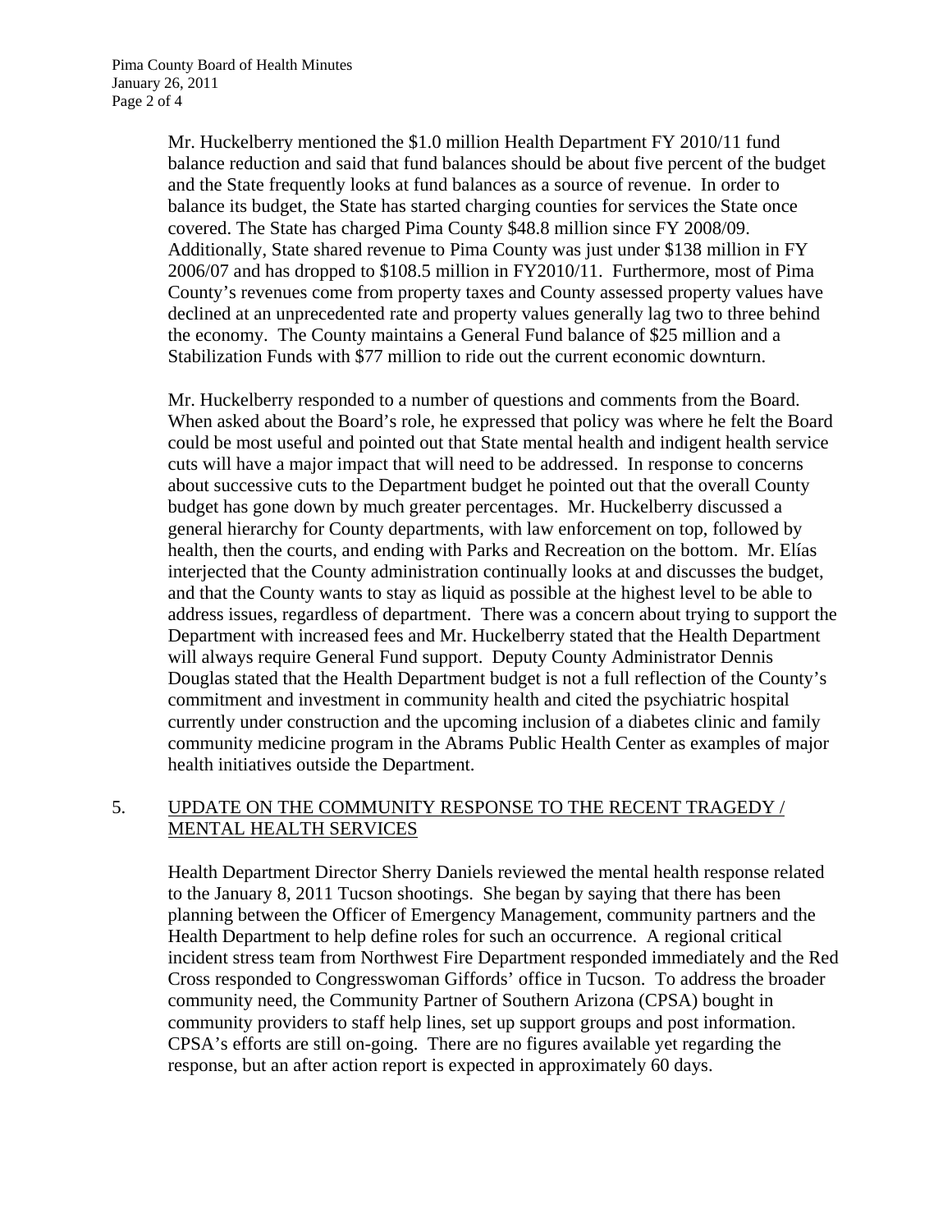Mr. Huckelberry mentioned the $1.0 million Health Department FY 2010/11 fund balance reduction and said that fund balances should be about five percent of the budget and the State frequently looks at fund balances as a source of revenue. In order to balance its budget, the State has started charging counties for services the State once covered. The State has charged Pima County $48.8 million since FY 2008/09. Additionally, State shared revenue to Pima County was just under $138 million in FY 2006/07 and has dropped to $108.5 million in FY2010/11. Furthermore, most of Pima County's revenues come from property taxes and County assessed property values have declined at an unprecedented rate and property values generally lag two to three behind the economy. The County maintains a General Fund balance of $25 million and a Stabilization Funds with $77 million to ride out the current economic downturn.

Mr. Huckelberry responded to a number of questions and comments from the Board. When asked about the Board's role, he expressed that policy was where he felt the Board could be most useful and pointed out that State mental health and indigent health service cuts will have a major impact that will need to be addressed. In response to concerns about successive cuts to the Department budget he pointed out that the overall County budget has gone down by much greater percentages. Mr. Huckelberry discussed a general hierarchy for County departments, with law enforcement on top, followed by health, then the courts, and ending with Parks and Recreation on the bottom. Mr. Elías interjected that the County administration continually looks at and discusses the budget, and that the County wants to stay as liquid as possible at the highest level to be able to address issues, regardless of department. There was a concern about trying to support the Department with increased fees and Mr. Huckelberry stated that the Health Department will always require General Fund support. Deputy County Administrator Dennis Douglas stated that the Health Department budget is not a full reflection of the County's commitment and investment in community health and cited the psychiatric hospital currently under construction and the upcoming inclusion of a diabetes clinic and family community medicine program in the Abrams Public Health Center as examples of major health initiatives outside the Department.

5. UPDATE ON THE COMMUNITY RESPONSE TO THE RECENT TRAGEDY / MENTAL HEALTH SERVICES

Health Department Director Sherry Daniels reviewed the mental health response related to the January 8, 2011 Tucson shootings. She began by saying that there has been planning between the Officer of Emergency Management, community partners and the Health Department to help define roles for such an occurrence. A regional critical incident stress team from Northwest Fire Department responded immediately and the Red Cross responded to Congresswoman Giffords' office in Tucson. To address the broader community need, the Community Partner of Southern Arizona (CPSA) bought in community providers to staff help lines, set up support groups and post information. CPSA's efforts are still on-going. There are no figures available yet regarding the response, but an after action report is expected in approximately 60 days.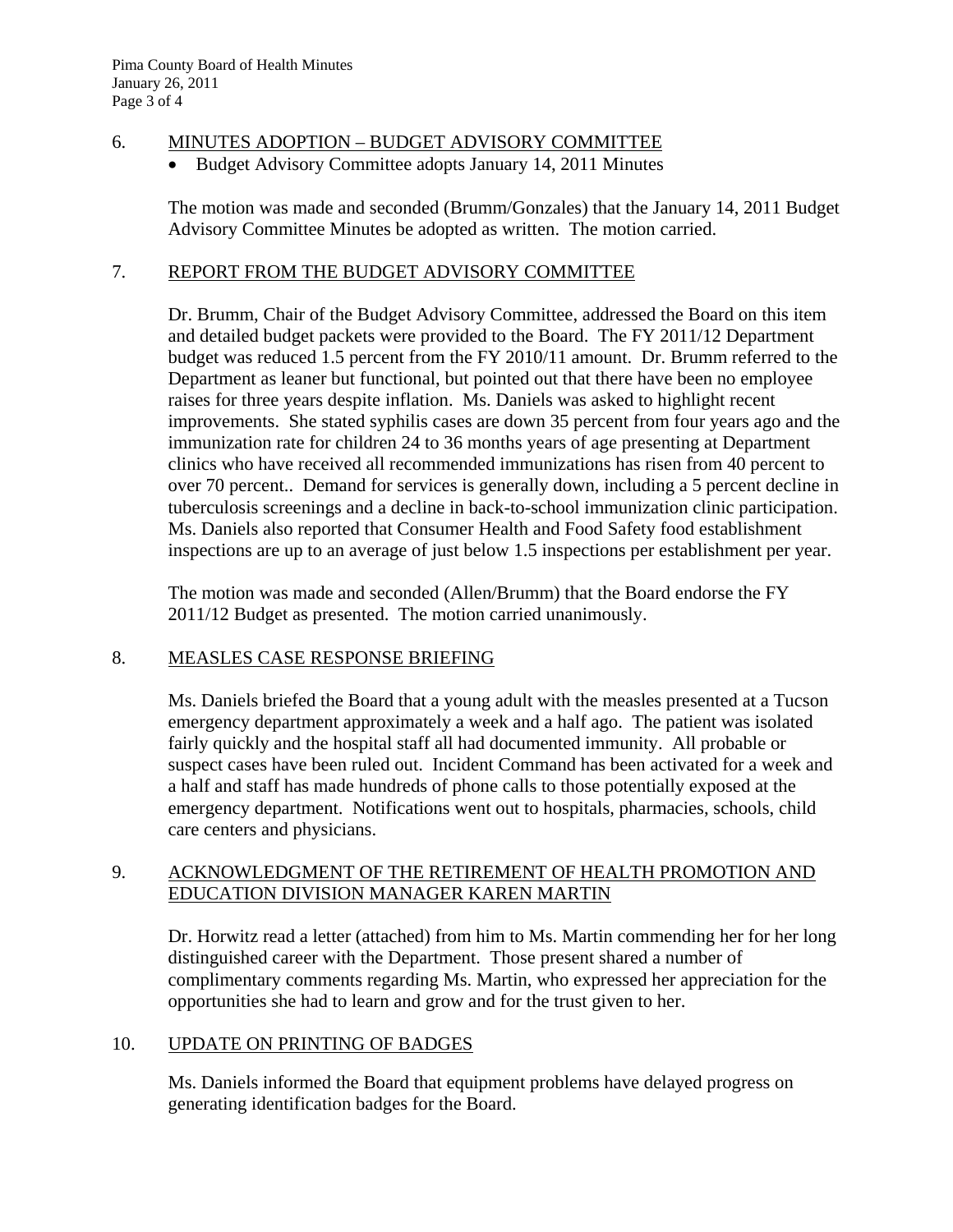6. MINUTES ADOPTION – BUDGET ADVISORY COMMITTEE

- Budget Advisory Committee adopts January 14, 2011 Minutes

The motion was made and seconded (Brumm/Gonzales) that the January 14, 2011 Budget Advisory Committee Minutes be adopted as written. The motion carried.

7. REPORT FROM THE BUDGET ADVISORY COMMITTEE

Dr. Brumm, Chair of the Budget Advisory Committee, addressed the Board on this item and detailed budget packets were provided to the Board. The FY 2011/12 Department budget was reduced 1.5 percent from the FY 2010/11 amount. Dr. Brumm referred to the Department as leaner but functional, but pointed out that there have been no employee raises for three years despite inflation. Ms. Daniels was asked to highlight recent improvements. She stated syphilis cases are down 35 percent from four years ago and the immunization rate for children 24 to 36 months years of age presenting at Department clinics who have received all recommended immunizations has risen from 40 percent to over 70 percent.. Demand for services is generally down, including a 5 percent decline in tuberculosis screenings and a decline in back-to-school immunization clinic participation. Ms. Daniels also reported that Consumer Health and Food Safety food establishment inspections are up to an average of just below 1.5 inspections per establishment per year.

The motion was made and seconded (Allen/Brumm) that the Board endorse the FY 2011/12 Budget as presented. The motion carried unanimously.

8. MEASLES CASE RESPONSE BRIEFING

Ms. Daniels briefed the Board that a young adult with the measles presented at a Tucson emergency department approximately a week and a half ago. The patient was isolated fairly quickly and the hospital staff all had documented immunity. All probable or suspect cases have been ruled out. Incident Command has been activated for a week and a half and staff has made hundreds of phone calls to those potentially exposed at the emergency department. Notifications went out to hospitals, pharmacies, schools, child care centers and physicians.

9. ACKNOWLEDGMENT OF THE RETIREMENT OF HEALTH PROMOTION AND EDUCATION DIVISION MANAGER KAREN MARTIN

Dr. Horwitz read a letter (attached) from him to Ms. Martin commending her for her long distinguished career with the Department. Those present shared a number of complimentary comments regarding Ms. Martin, who expressed her appreciation for the opportunities she had to learn and grow and for the trust given to her.

10. UPDATE ON PRINTING OF BADGES

Ms. Daniels informed the Board that equipment problems have delayed progress on generating identification badges for the Board.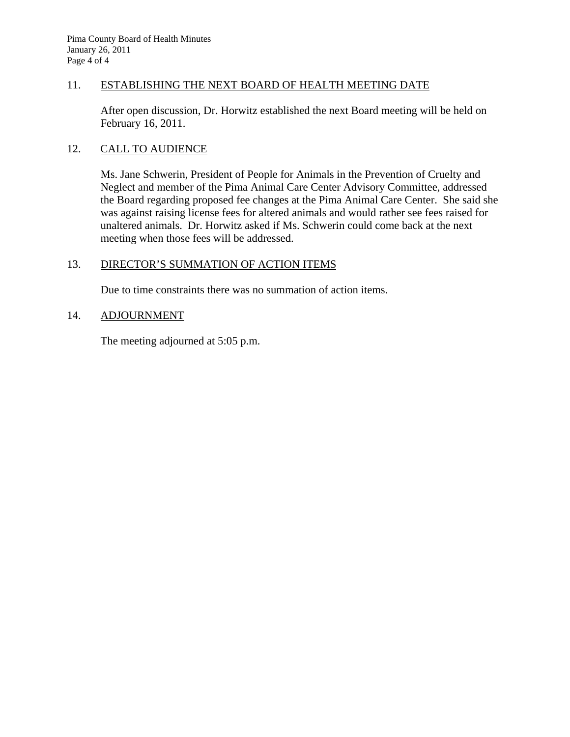## 11. ESTABLISHING THE NEXT BOARD OF HEALTH MEETING DATE

After open discussion, Dr. Horwitz established the next Board meeting will be held on February 16, 2011.

## 12. CALL TO AUDIENCE

Ms. Jane Schwerin, President of People for Animals in the Prevention of Cruelty and Neglect and member of the Pima Animal Care Center Advisory Committee, addressed the Board regarding proposed fee changes at the Pima Animal Care Center. She said she was against raising license fees for altered animals and would rather see fees raised for unaltered animals. Dr. Horwitz asked if Ms. Schwerin could come back at the next meeting when those fees will be addressed.

## 13. DIRECTOR'S SUMMATION OF ACTION ITEMS

Due to time constraints there was no summation of action items.

## 14. ADJOURNMENT

The meeting adjourned at 5:05 p.m.